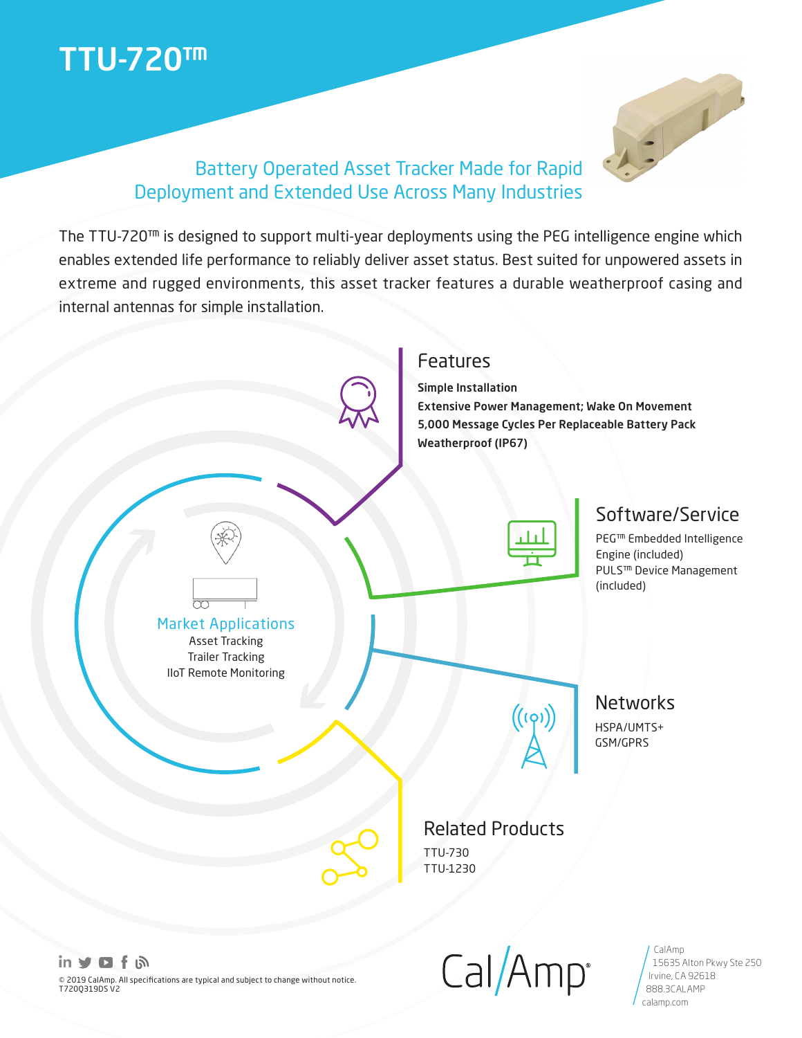# TTU-720™

## Battery Operated Asset Tracker Made for Rapid Deployment and Extended Use Across Many Industries

The TTU-720™ is designed to support multi-year deployments using the PEG intelligence engine which enables extended life performance to reliably deliver asset status. Best suited for unpowered assets in extreme and rugged environments, this asset tracker features a durable weatherproof casing and internal antennas for simple installation.

### Features

**Simple Installation**
**Extensive Power Management; Wake On Movement**
**5,000 Message Cycles Per Replaceable Battery Pack**
**Weatherproof (IP67)**

### Software/Service

PEG™ Embedded Intelligence Engine (included)
PULS™ Device Management (included)

### Market Applications

Asset Tracking
Trailer Tracking
IIoT Remote Monitoring

### Networks

HSPA/UMTS+
GSM/GPRS

### Related Products

TTU-730
TTU-1230

© 2019 CalAmp. All specifications are typical and subject to change without notice.
T720Q319DS V2

CalAmp
15635 Alton Pkwy Ste 250
Irvine, CA 92618
888.3CALAMP
calamp.com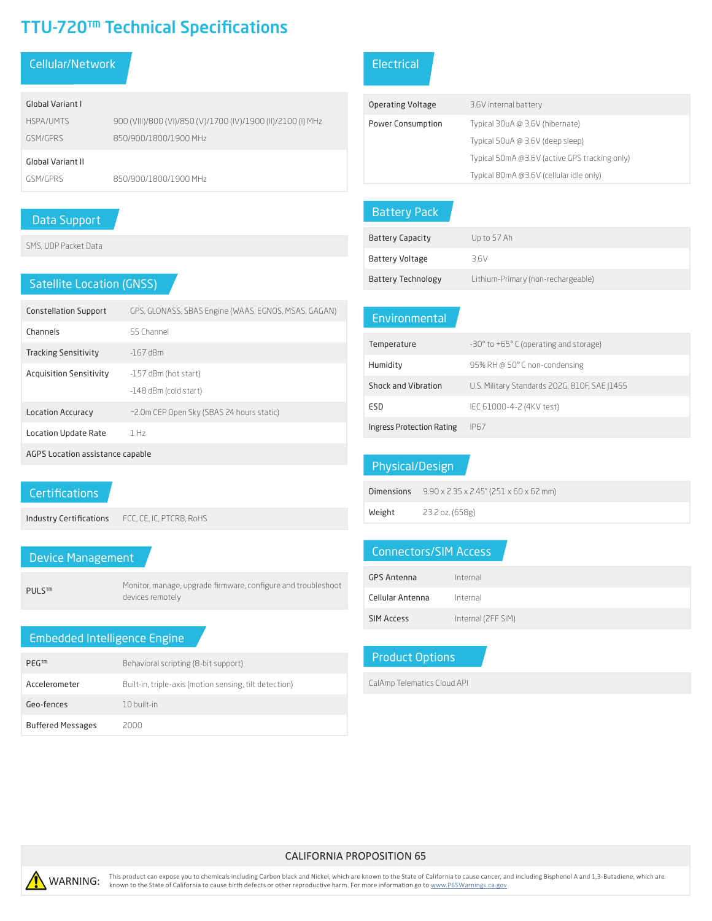# TTU-720™ Technical Specifications

## Cellular/Network

| | |
|---|---|
| **Global Variant I** | |
| HSPA/UMTS | 900 (VIII)/800 (VI)/850 (V)/1700 (IV)/1900 (II)/2100 (I) MHz |
| GSM/GPRS | 850/900/1800/1900 MHz |
| **Global Variant II** | |
| GSM/GPRS | 850/900/1800/1900 MHz |

## Data Support

SMS, UDP Packet Data

## Satellite Location (GNSS)

| | |
|---|---|
| Constellation Support | GPS, GLONASS, SBAS Engine (WAAS, EGNOS, MSAS, GAGAN) |
| Channels | 55 Channel |
| Tracking Sensitivity | -167 dBm |
| Acquisition Sensitivity | -157 dBm (hot start)<br>-148 dBm (cold start) |
| Location Accuracy | ~2.0m CEP Open Sky (SBAS 24 hours static) |
| Location Update Rate | 1 Hz |
| AGPS Location assistance capable | |

## Certifications

| | |
|---|---|
| Industry Certifications | FCC, CE, IC, PTCRB, RoHS |

## Device Management

| | |
|---|---|
| PULS™ | Monitor, manage, upgrade firmware, configure and troubleshoot devices remotely |

## Embedded Intelligence Engine

| | |
|---|---|
| PEG™ | Behavioral scripting (8-bit support) |
| Accelerometer | Built-in, triple-axis (motion sensing, tilt detection) |
| Geo-fences | 10 built-in |
| Buffered Messages | 2000 |

## Electrical

| | |
|---|---|
| Operating Voltage | 3.6V internal battery |
| Power Consumption | Typical 30uA @ 3.6V (hibernate)<br>Typical 50uA @ 3.6V (deep sleep)<br>Typical 50mA @3.6V (active GPS tracking only)<br>Typical 80mA @3.6V (cellular idle only) |

## Battery Pack

| | |
|---|---|
| Battery Capacity | Up to 57 Ah |
| Battery Voltage | 3.6V |
| Battery Technology | Lithium-Primary (non-rechargeable) |

## Environmental

| | |
|---|---|
| Temperature | -30° to +65° C (operating and storage) |
| Humidity | 95% RH @ 50° C non-condensing |
| Shock and Vibration | U.S. Military Standards 202G, 810F, SAE J1455 |
| ESD | IEC 61000-4-2 (4KV test) |
| Ingress Protection Rating | IP67 |

## Physical/Design

| | |
|---|---|
| Dimensions | 9.90 x 2.35 x 2.45" (251 x 60 x 62 mm) |
| Weight | 23.2 oz. (658g) |

## Connectors/SIM Access

| | |
|---|---|
| GPS Antenna | Internal |
| Cellular Antenna | Internal |
| SIM Access | Internal (2FF SIM) |

## Product Options

CalAmp Telematics Cloud API

## CALIFORNIA PROPOSITION 65

**WARNING:** This product can expose you to chemicals including Carbon black and Nickel, which are known to the State of California to cause cancer, and including Bisphenol A and 1,3-Butadiene, which are known to the State of California to cause birth defects or other reproductive harm. For more information go to www.P65Warnings.ca.gov